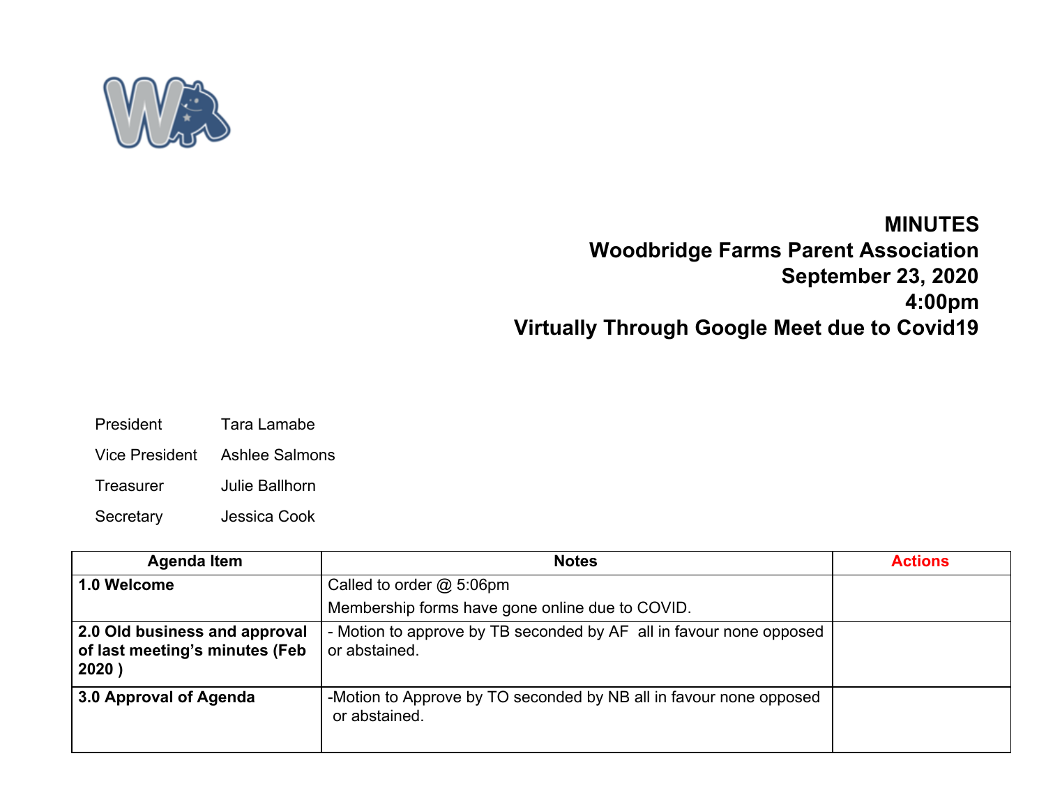# MINUTES
## Woodbridge Farms Parent Association
## September 23, 2020
## 4:00pm
## Virtually Through Google Meet due to Covid19

| | |
|---|---|
| President | Tara Lamabe |
| Vice President | Ashlee Salmons |
| Treasurer | Julie Ballhorn |
| Secretary | Jessica Cook |

| Agenda Item | Notes | Actions |
|---|---|---|
| **1.0 Welcome** | Called to order @ 5:06pm<br>Membership forms have gone online due to COVID. | |
| **2.0 Old business and approval of last meeting's minutes (Feb 2020 )** | - Motion to approve by TB seconded by AF all in favour none opposed or abstained. | |
| **3.0 Approval of Agenda** | -Motion to Approve by TO seconded by NB all in favour none opposed or abstained. | |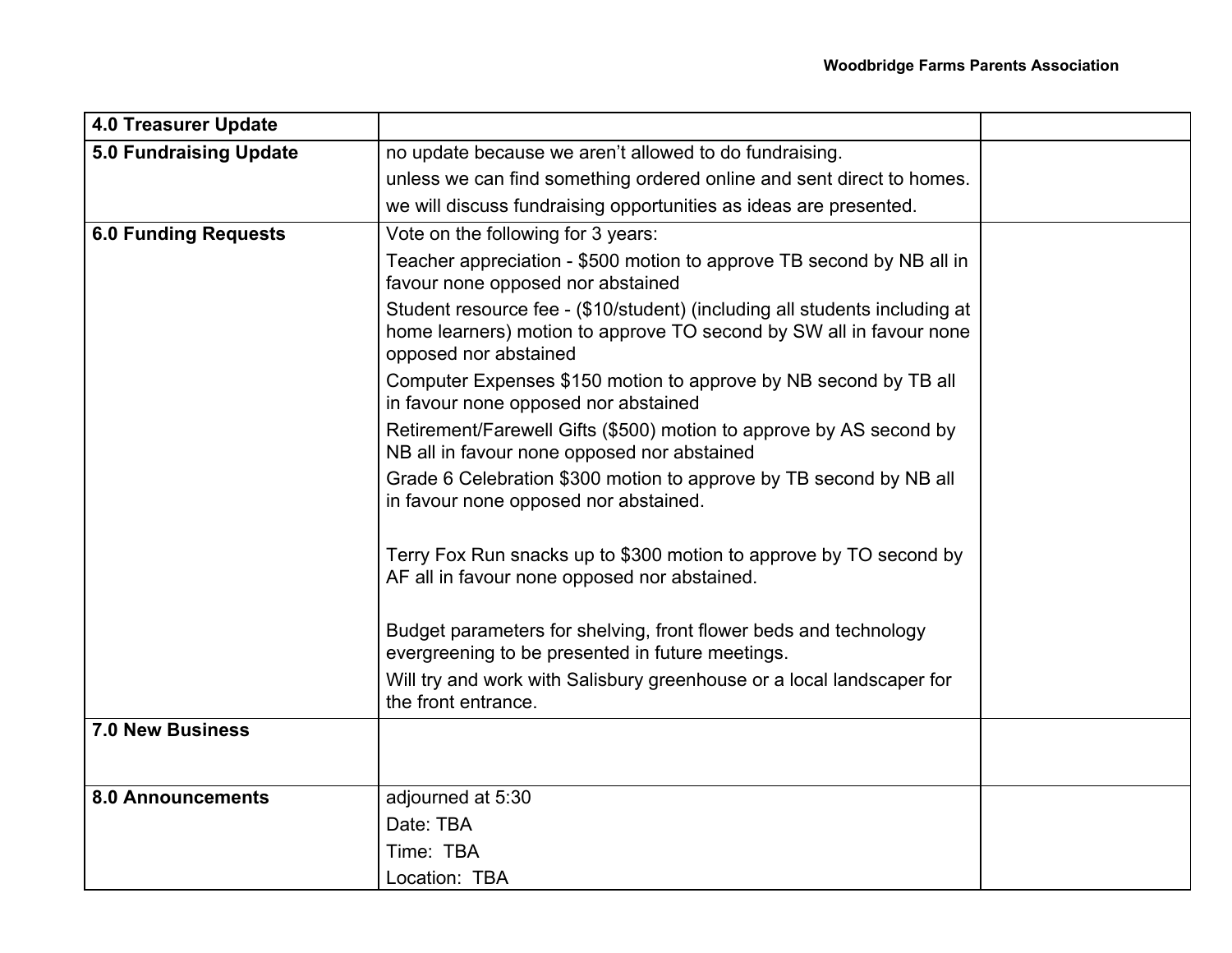| 4.0 Treasurer Update | | |
|---|---|---|
| **5.0 Fundraising Update** | no update because we aren't allowed to do fundraising.<br>unless we can find something ordered online and sent direct to homes.<br>we will discuss fundraising opportunities as ideas are presented. | |
| **6.0 Funding Requests** | Vote on the following for 3 years:<br>Teacher appreciation - $500 motion to approve TB second by NB all in favour none opposed nor abstained<br>Student resource fee - ($10/student) (including all students including at home learners) motion to approve TO second by SW all in favour none opposed nor abstained<br>Computer Expenses $150 motion to approve by NB second by TB all in favour none opposed nor abstained<br>Retirement/Farewell Gifts ($500) motion to approve by AS second by NB all in favour none opposed nor abstained<br>Grade 6 Celebration $300 motion to approve by TB second by NB all in favour none opposed nor abstained.<br><br>Terry Fox Run snacks up to $300 motion to approve by TO second by AF all in favour none opposed nor abstained.<br><br>Budget parameters for shelving, front flower beds and technology evergreening to be presented in future meetings.<br>Will try and work with Salisbury greenhouse or a local landscaper for the front entrance. | |
| **7.0 New Business** | | |
| **8.0 Announcements** | adjourned at 5:30<br>Date: TBA<br>Time: TBA<br>Location: TBA | |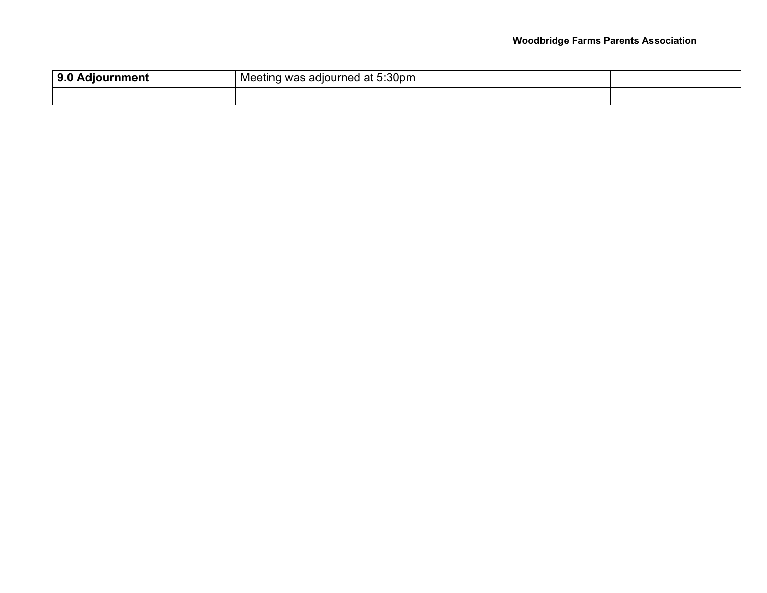| | | |
|---|---|---|
| **9.0 Adjournment** | Meeting was adjourned at 5:30pm | |
| | | |